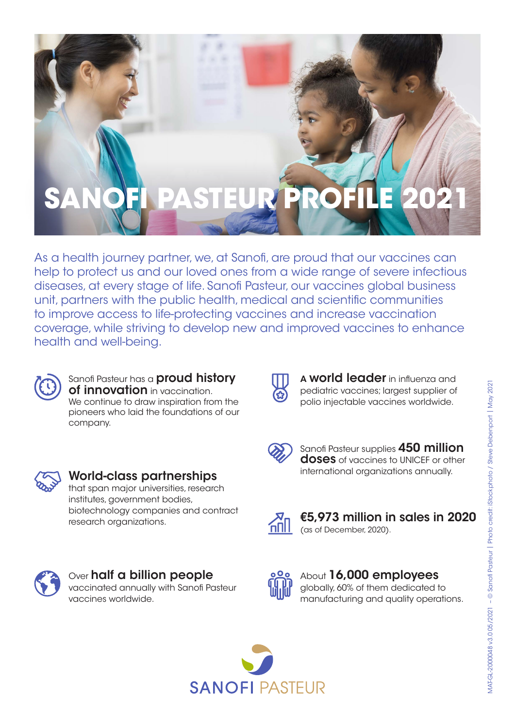# SANOFI PASTEUR PROFILE 2021

As a health journey partner, we, at Sanofi, are proud that our vaccines can help to protect us and our loved ones from a wide range of severe infectious diseases, at every stage of life. Sanofi Pasteur, our vaccines global business unit, partners with the public health, medical and scientific communities to improve access to life-protecting vaccines and increase vaccination coverage, while striving to develop new and improved vaccines to enhance health and well-being.

Sanofi Pasteur has a **proud history of innovation** in vaccination. We continue to draw inspiration from the pioneers who laid the foundations of our company.

**World-class partnerships** that span major universities, research institutes, government bodies, biotechnology companies and contract research organizations.

Over **half a billion people** vaccinated annually with Sanofi Pasteur vaccines worldwide.

A **world leader** in influenza and pediatric vaccines; largest supplier of polio injectable vaccines worldwide.

Sanofi Pasteur supplies **450 million doses** of vaccines to UNICEF or other international organizations annually.

**€5,973 million in sales in 2020** (as of December, 2020).

About **16,000 employees** globally, 60% of them dedicated to manufacturing and quality operations.

SANOFI PASTEUR

MAT-GL-2000048 v3.0 05/2021 – © Sanofi Pasteur | Photo credit: iStockphoto / Steve Debenport | May 2021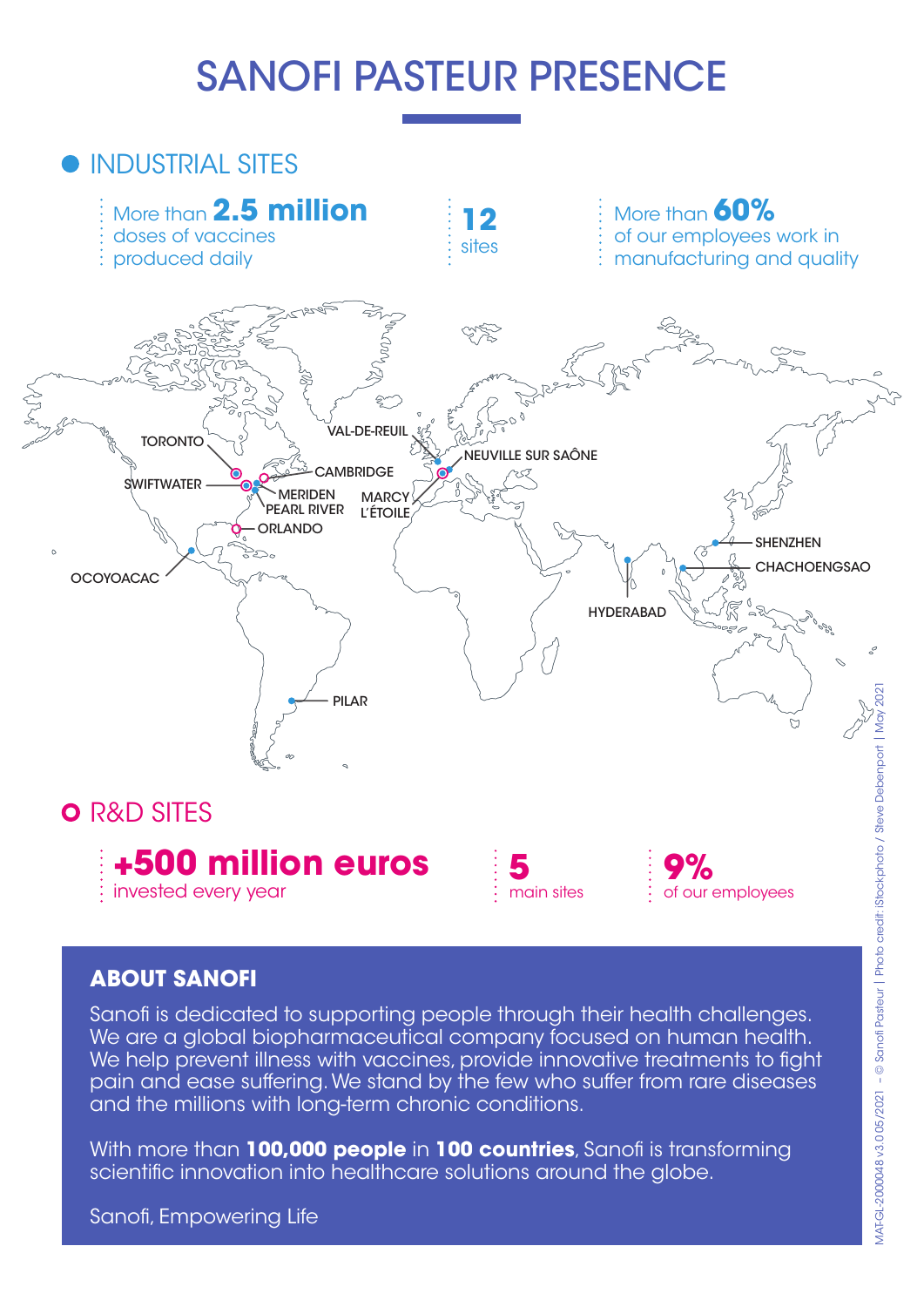# SANOFI PASTEUR PRESENCE

## INDUSTRIAL SITES

More than **2.5 million** doses of vaccines produced daily

**12** sites

More than **60%** of our employees work in manufacturing and quality

TORONTO
SWIFTWATER
CAMBRIDGE
MERIDEN
PEARL RIVER
ORLANDO
OCOYOACAC
VAL-DE-REUIL
NEUVILLE SUR SAÔNE
MARCY L'ÉTOILE
SHENZHEN
CHACHOENGSAO
HYDERABAD
PILAR

## R&D SITES

**+500 million euros** invested every year

**5** main sites

**9%** of our employees

### ABOUT SANOFI

Sanofi is dedicated to supporting people through their health challenges. We are a global biopharmaceutical company focused on human health. We help prevent illness with vaccines, provide innovative treatments to fight pain and ease suffering. We stand by the few who suffer from rare diseases and the millions with long-term chronic conditions.

With more than **100,000 people** in **100 countries**, Sanofi is transforming scientific innovation into healthcare solutions around the globe.

Sanofi, Empowering Life

MAT-GL-2000048 v3.0 05/2021 – © Sanofi Pasteur | Photo credit: iStockphoto / Steve Debenport | May 2021